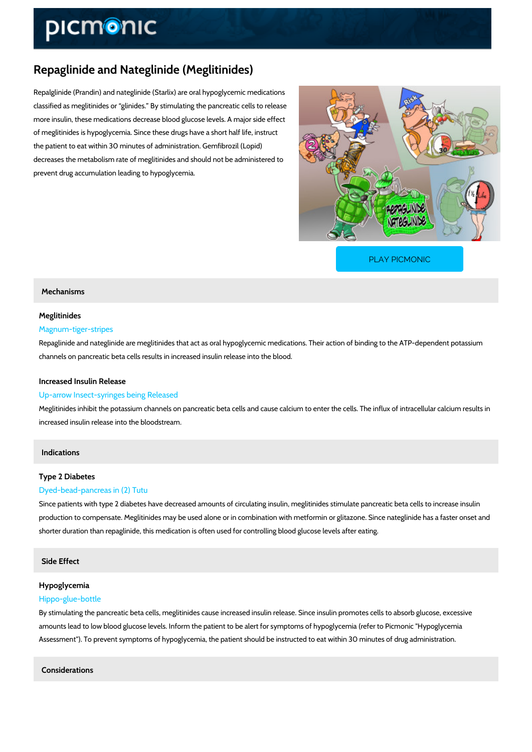# Repaglinide and Nateglinide (Meglitinides)

Repalglinide (Prandin) and nateglinide (Starlix) are oral hypoglycemic medications classified as meglitinides or “glinides.” By stimulating the pancreatic cells to release more insulin, these medications decrease blood glucose levels. A major side effect of meglitinides is hypoglycemia. Since these drugs have a short half life, instruct the patient to eat within 30 minutes of administration. Gemfibrozil (Lopid) decreases the metabolism rate of meglitinides and should not be administered to prevent drug accumulation leading to hypoglycemia.

PLAY PICMONIC

## Mechanisms

### Meglitinides

Magnum-tiger-stripes

Repaglinide and nateglinide are meglitinides that act as oral hypoglycemic medications. Their action of binding to the ATP-dependent potassium channels on pancreatic beta cells results in increased insulin release into the blood.

### Increased Insulin Release

Up-arrow Insect-syringes being Released

Meglitinides inhibit the potassium channels on pancreatic beta cells and cause calcium to enter the cells. The influx of intracellular calcium results in increased insulin release into the bloodstream.

## Indications

### Type 2 Diabetes

Dyed-bead-pancreas in (2) Tutu

Since patients with type 2 diabetes have decreased amounts of circulating insulin, meglitinides stimulate pancreatic beta cells to increase insulin production to compensate. Meglitinides may be used alone or in combination with metformin or glitazone. Since nateglinide has a faster onset and shorter duration than repaglinide, this medication is often used for controlling blood glucose levels after eating.

## Side Effect

### Hypoglycemia

Hippo-glue-bottle

By stimulating the pancreatic beta cells, meglitinides cause increased insulin release. Since insulin promotes cells to absorb glucose, excessive amounts lead to low blood glucose levels. Inform the patient to be alert for symptoms of hypoglycemia (refer to Picmonic "Hypoglycemia Assessment"). To prevent symptoms of hypoglycemia, the patient should be instructed to eat within 30 minutes of drug administration.

## Considerations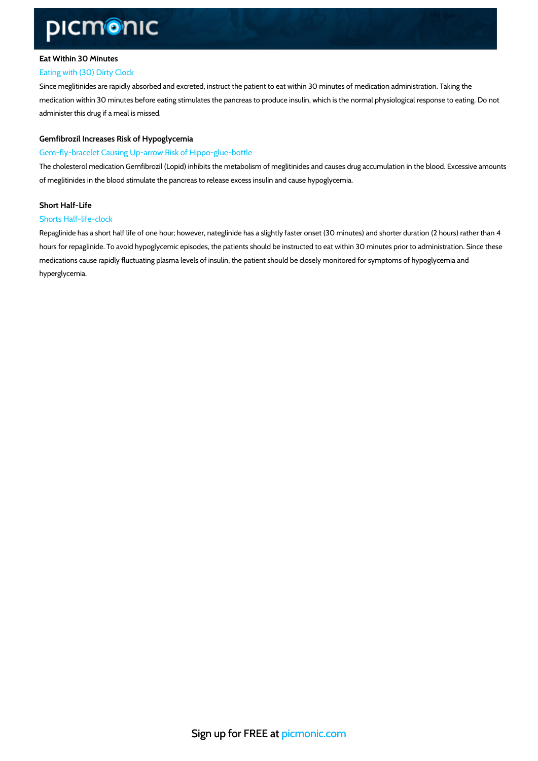**Eat Within 30 Minutes**

Eating with (30) Dirty Clock

Since meglitinides are rapidly absorbed and excreted, instruct the patient to eat within 30 minutes of medication administration. Taking the medication within 30 minutes before eating stimulates the pancreas to produce insulin, which is the normal physiological response to eating. Do not administer this drug if a meal is missed.

**Gemfibrozil Increases Risk of Hypoglycemia**

Gem-fly-bracelet Causing Up-arrow Risk of Hippo-glue-bottle

The cholesterol medication Gemfibrozil (Lopid) inhibits the metabolism of meglitinides and causes drug accumulation in the blood. Excessive amounts of meglitinides in the blood stimulate the pancreas to release excess insulin and cause hypoglycemia.

**Short Half-Life**

Shorts Half-life-clock

Repaglinide has a short half life of one hour; however, nateglinide has a slightly faster onset (30 minutes) and shorter duration (2 hours) rather than 4 hours for repaglinide. To avoid hypoglycemic episodes, the patients should be instructed to eat within 30 minutes prior to administration. Since these medications cause rapidly fluctuating plasma levels of insulin, the patient should be closely monitored for symptoms of hypoglycemia and hyperglycemia.

Sign up for FREE at picmonic.com